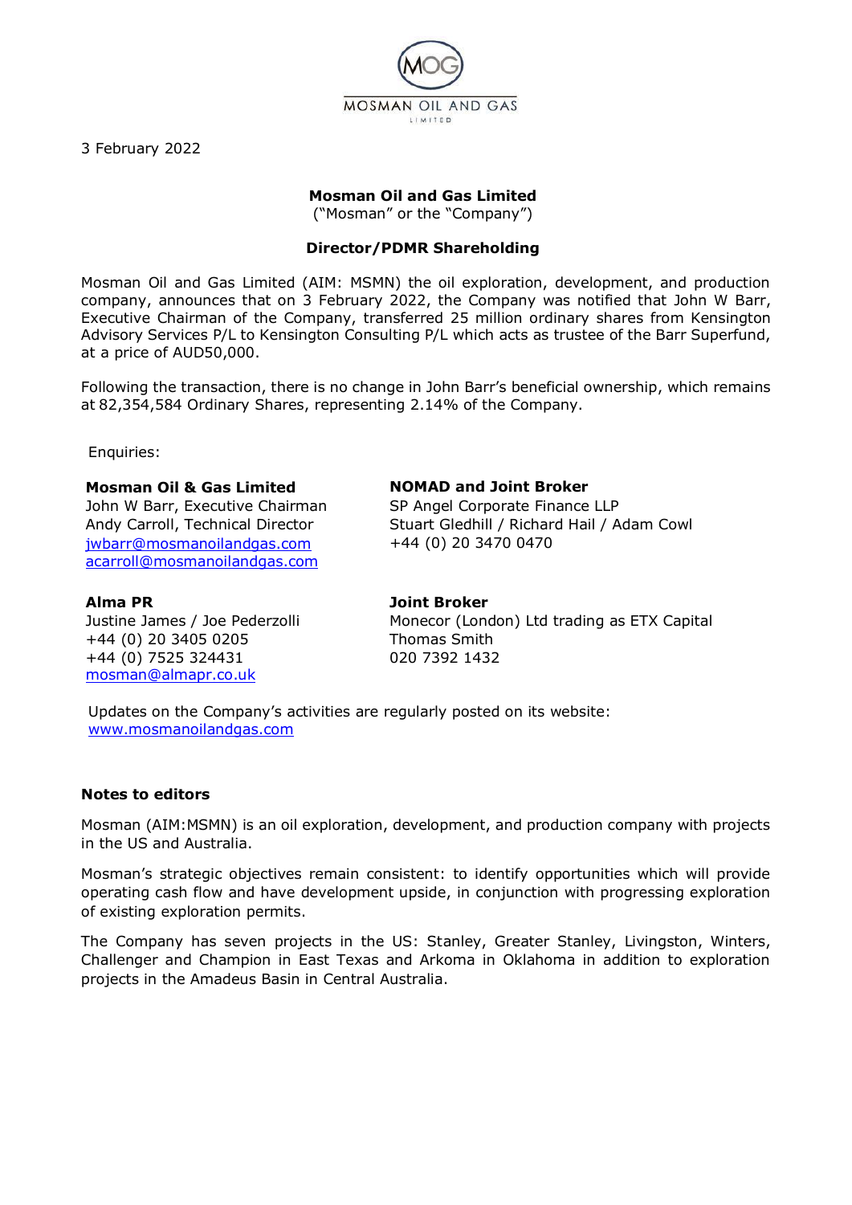3 February 2022

**Mosman Oil and Gas Limited**
("Mosman" or the "Company")

**Director/PDMR Shareholding**

Mosman Oil and Gas Limited (AIM: MSMN) the oil exploration, development, and production company, announces that on 3 February 2022, the Company was notified that John W Barr, Executive Chairman of the Company, transferred 25 million ordinary shares from Kensington Advisory Services P/L to Kensington Consulting P/L which acts as trustee of the Barr Superfund, at a price of AUD50,000.

Following the transaction, there is no change in John Barr's beneficial ownership, which remains at 82,354,584 Ordinary Shares, representing 2.14% of the Company.

Enquiries:

**Mosman Oil & Gas Limited**
John W Barr, Executive Chairman
Andy Carroll, Technical Director
jwbarr@mosmanoilandgas.com
acarroll@mosmanoilandgas.com

**NOMAD and Joint Broker**
SP Angel Corporate Finance LLP
Stuart Gledhill / Richard Hail / Adam Cowl
+44 (0) 20 3470 0470

**Alma PR**
Justine James / Joe Pederzolli
+44 (0) 20 3405 0205
+44 (0) 7525 324431
mosman@almapr.co.uk

**Joint Broker**
Monecor (London) Ltd trading as ETX Capital
Thomas Smith
020 7392 1432

Updates on the Company's activities are regularly posted on its website:
www.mosmanoilandgas.com

**Notes to editors**

Mosman (AIM:MSMN) is an oil exploration, development, and production company with projects in the US and Australia.

Mosman's strategic objectives remain consistent: to identify opportunities which will provide operating cash flow and have development upside, in conjunction with progressing exploration of existing exploration permits.

The Company has seven projects in the US: Stanley, Greater Stanley, Livingston, Winters, Challenger and Champion in East Texas and Arkoma in Oklahoma in addition to exploration projects in the Amadeus Basin in Central Australia.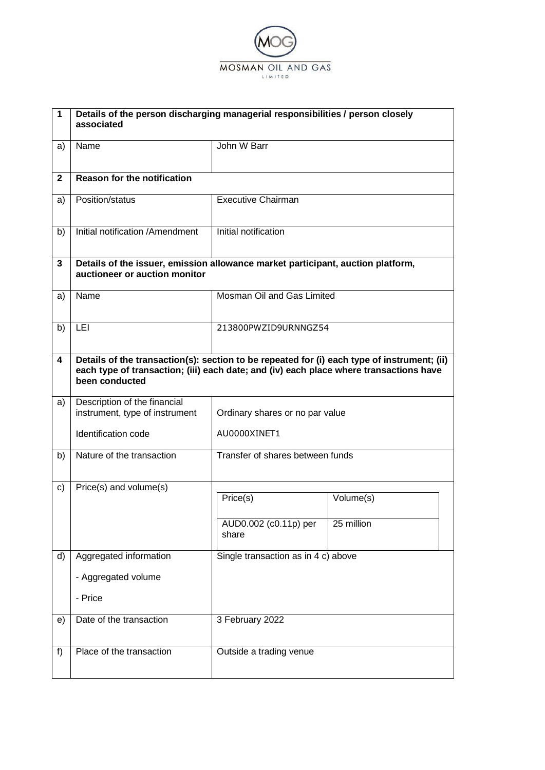MOSMAN OIL AND GAS LIMITED

| | | |
|---|---|---|
| **1** | **Details of the person discharging managerial responsibilities / person closely associated** | |
| a) | Name | John W Barr |
| **2** | **Reason for the notification** | |
| a) | Position/status | Executive Chairman |
| b) | Initial notification /Amendment | Initial notification |
| **3** | **Details of the issuer, emission allowance market participant, auction platform, auctioneer or auction monitor** | |
| a) | Name | Mosman Oil and Gas Limited |
| b) | LEI | 213800PWZID9URNNGZ54 |
| **4** | **Details of the transaction(s): section to be repeated for (i) each type of instrument; (ii) each type of transaction; (iii) each date; and (iv) each place where transactions have been conducted** | |
| a) | Description of the financial instrument, type of instrument<br><br>Identification code | Ordinary shares or no par value<br><br>AU0000XINET1 |
| b) | Nature of the transaction | Transfer of shares between funds |
| c) | Price(s) and volume(s) | Price(s): AUD0.002 (c0.11p) per share<br>Volume(s): 25 million |
| d) | Aggregated information<br><br>- Aggregated volume<br><br>- Price | Single transaction as in 4 c) above |
| e) | Date of the transaction | 3 February 2022 |
| f) | Place of the transaction | Outside a trading venue |